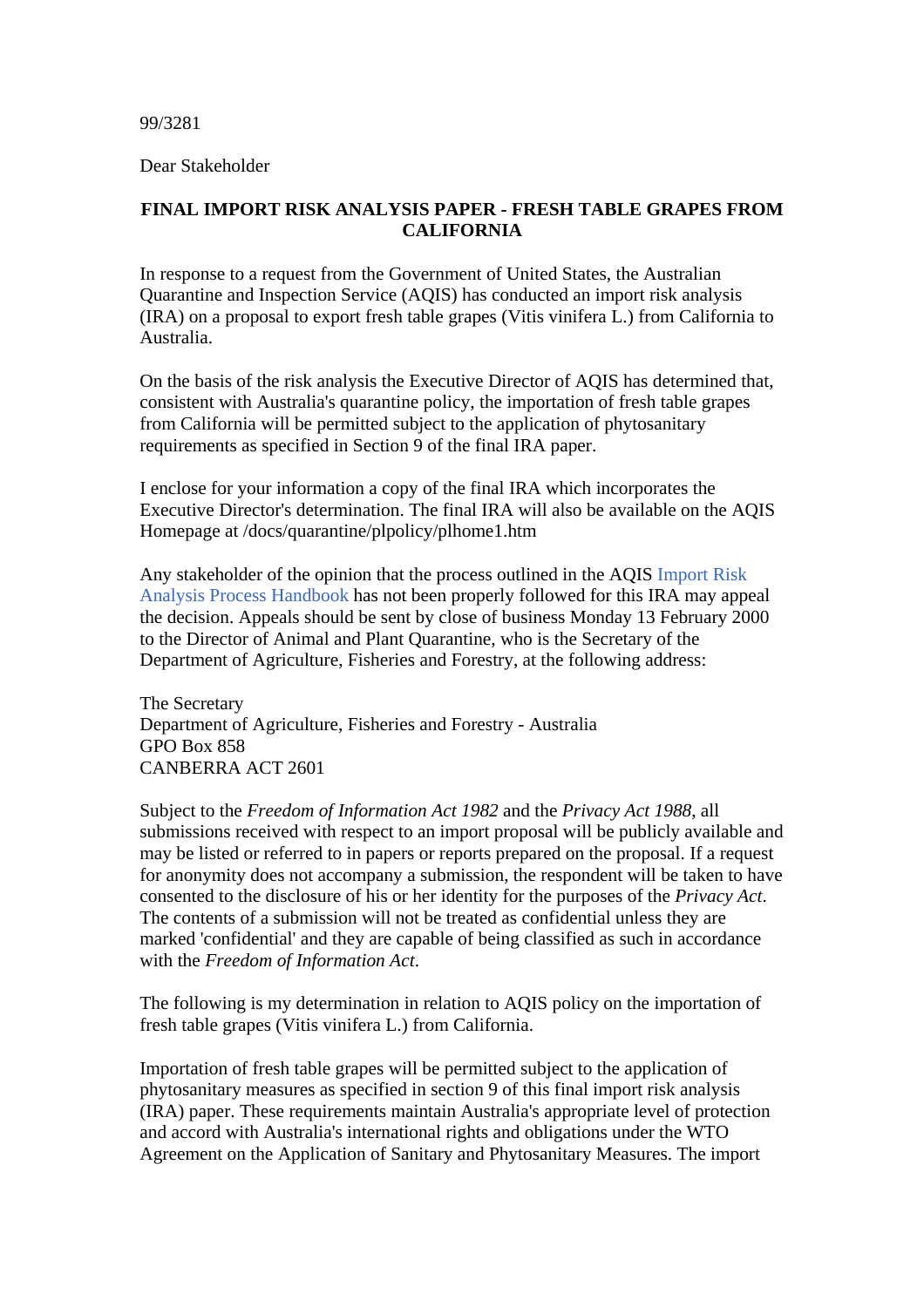99/3281

Dear Stakeholder

**FINAL IMPORT RISK ANALYSIS PAPER - FRESH TABLE GRAPES FROM CALIFORNIA**

In response to a request from the Government of United States, the Australian Quarantine and Inspection Service (AQIS) has conducted an import risk analysis (IRA) on a proposal to export fresh table grapes (Vitis vinifera L.) from California to Australia.

On the basis of the risk analysis the Executive Director of AQIS has determined that, consistent with Australia's quarantine policy, the importation of fresh table grapes from California will be permitted subject to the application of phytosanitary requirements as specified in Section 9 of the final IRA paper.

I enclose for your information a copy of the final IRA which incorporates the Executive Director's determination. The final IRA will also be available on the AQIS Homepage at /docs/quarantine/plpolicy/plhome1.htm

Any stakeholder of the opinion that the process outlined in the AQIS Import Risk Analysis Process Handbook has not been properly followed for this IRA may appeal the decision. Appeals should be sent by close of business Monday 13 February 2000 to the Director of Animal and Plant Quarantine, who is the Secretary of the Department of Agriculture, Fisheries and Forestry, at the following address:

The Secretary
Department of Agriculture, Fisheries and Forestry - Australia
GPO Box 858
CANBERRA ACT 2601

Subject to the *Freedom of Information Act 1982* and the *Privacy Act 1988*, all submissions received with respect to an import proposal will be publicly available and may be listed or referred to in papers or reports prepared on the proposal. If a request for anonymity does not accompany a submission, the respondent will be taken to have consented to the disclosure of his or her identity for the purposes of the *Privacy Act*. The contents of a submission will not be treated as confidential unless they are marked 'confidential' and they are capable of being classified as such in accordance with the *Freedom of Information Act*.

The following is my determination in relation to AQIS policy on the importation of fresh table grapes (Vitis vinifera L.) from California.

Importation of fresh table grapes will be permitted subject to the application of phytosanitary measures as specified in section 9 of this final import risk analysis (IRA) paper. These requirements maintain Australia's appropriate level of protection and accord with Australia's international rights and obligations under the WTO Agreement on the Application of Sanitary and Phytosanitary Measures. The import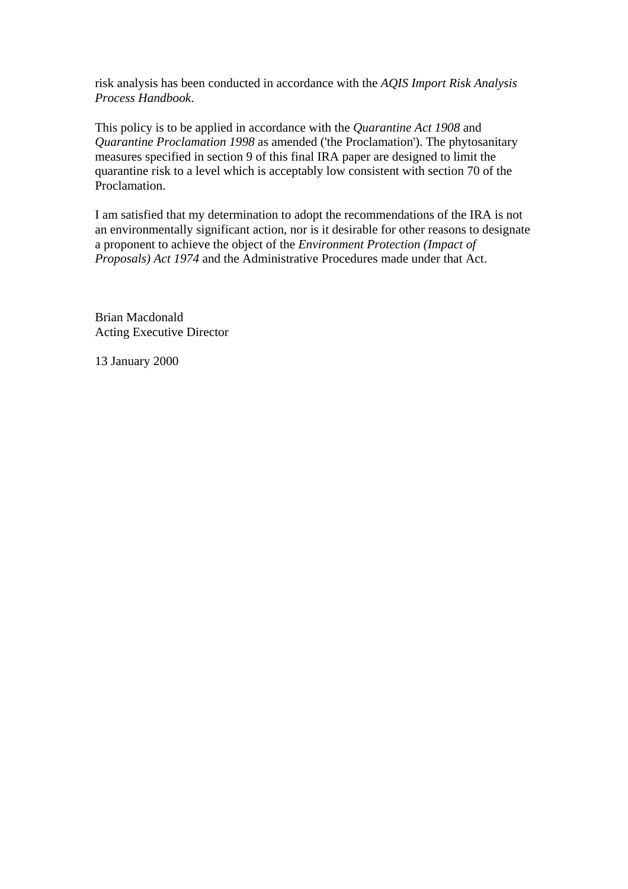risk analysis has been conducted in accordance with the *AQIS Import Risk Analysis Process Handbook*.

This policy is to be applied in accordance with the *Quarantine Act 1908* and *Quarantine Proclamation 1998* as amended ('the Proclamation'). The phytosanitary measures specified in section 9 of this final IRA paper are designed to limit the quarantine risk to a level which is acceptably low consistent with section 70 of the Proclamation.

I am satisfied that my determination to adopt the recommendations of the IRA is not an environmentally significant action, nor is it desirable for other reasons to designate a proponent to achieve the object of the *Environment Protection (Impact of Proposals) Act 1974* and the Administrative Procedures made under that Act.

Brian Macdonald
Acting Executive Director

13 January 2000